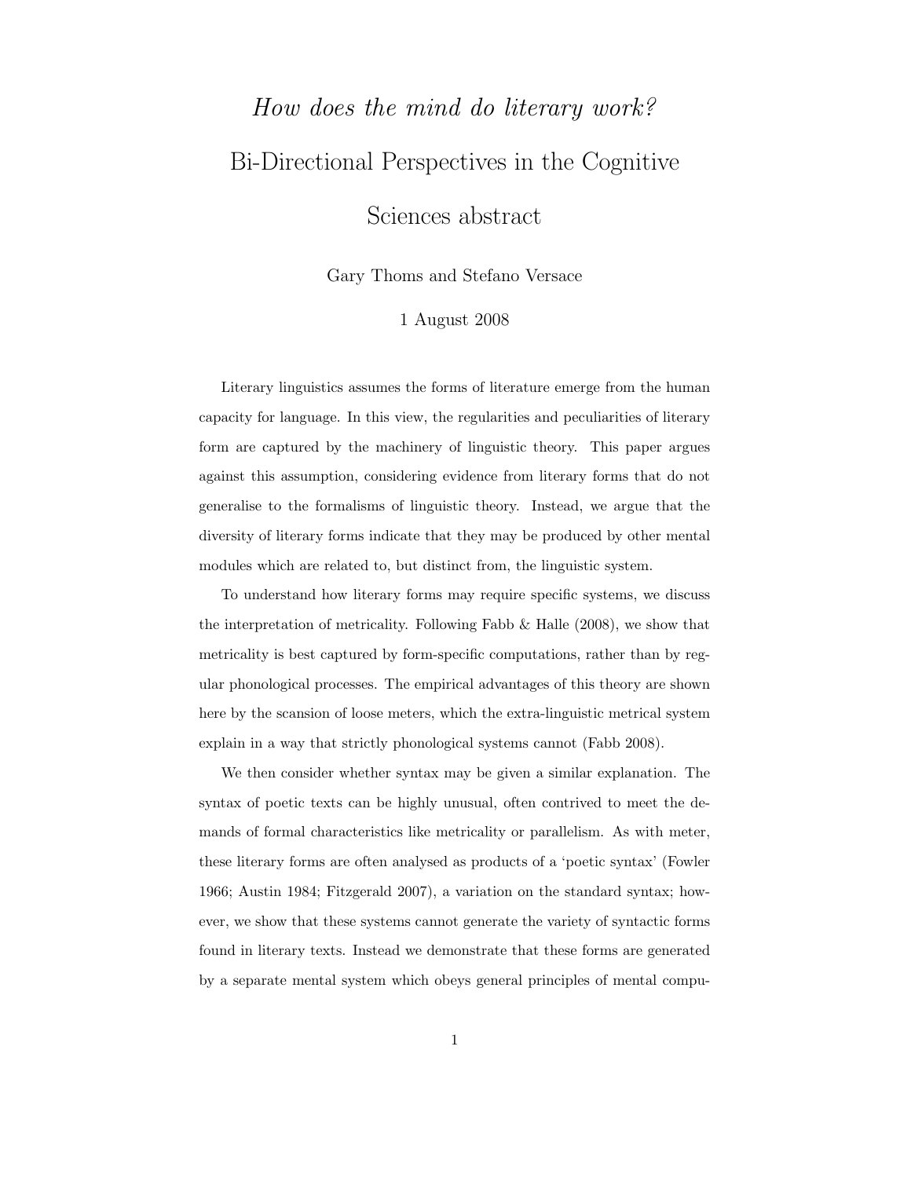# *How does the mind do literary work?* Bi-Directional Perspectives in the Cognitive Sciences abstract

Gary Thoms and Stefano Versace

1 August 2008

Literary linguistics assumes the forms of literature emerge from the human capacity for language. In this view, the regularities and peculiarities of literary form are captured by the machinery of linguistic theory. This paper argues against this assumption, considering evidence from literary forms that do not generalise to the formalisms of linguistic theory. Instead, we argue that the diversity of literary forms indicate that they may be produced by other mental modules which are related to, but distinct from, the linguistic system.

To understand how literary forms may require specific systems, we discuss the interpretation of metricality. Following Fabb & Halle (2008), we show that metricality is best captured by form-specific computations, rather than by regular phonological processes. The empirical advantages of this theory are shown here by the scansion of loose meters, which the extra-linguistic metrical system explain in a way that strictly phonological systems cannot (Fabb 2008).

We then consider whether syntax may be given a similar explanation. The syntax of poetic texts can be highly unusual, often contrived to meet the demands of formal characteristics like metricality or parallelism. As with meter, these literary forms are often analysed as products of a 'poetic syntax' (Fowler 1966; Austin 1984; Fitzgerald 2007), a variation on the standard syntax; however, we show that these systems cannot generate the variety of syntactic forms found in literary texts. Instead we demonstrate that these forms are generated by a separate mental system which obeys general principles of mental compu-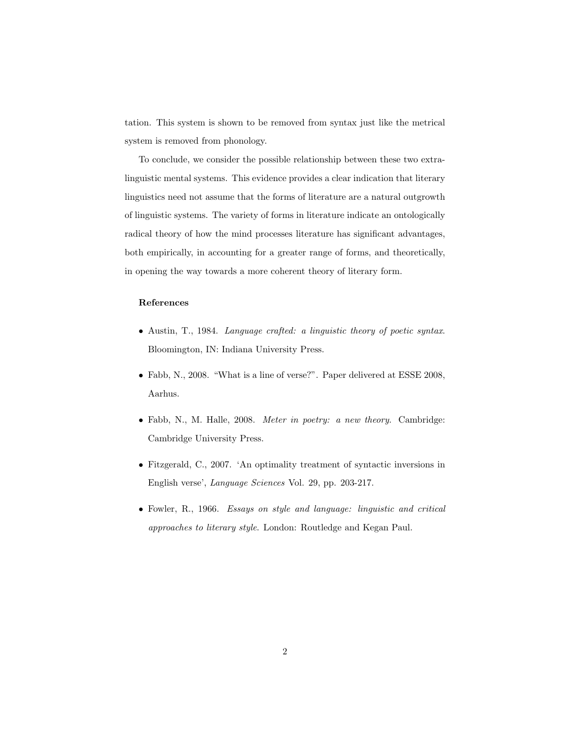tation. This system is shown to be removed from syntax just like the metrical system is removed from phonology.

To conclude, we consider the possible relationship between these two extra-linguistic mental systems. This evidence provides a clear indication that literary linguistics need not assume that the forms of literature are a natural outgrowth of linguistic systems. The variety of forms in literature indicate an ontologically radical theory of how the mind processes literature has significant advantages, both empirically, in accounting for a greater range of forms, and theoretically, in opening the way towards a more coherent theory of literary form.

**References**

- Austin, T., 1984. *Language crafted: a linguistic theory of poetic syntax*. Bloomington, IN: Indiana University Press.
- Fabb, N., 2008. "What is a line of verse?". Paper delivered at ESSE 2008, Aarhus.
- Fabb, N., M. Halle, 2008. *Meter in poetry: a new theory*. Cambridge: Cambridge University Press.
- Fitzgerald, C., 2007. 'An optimality treatment of syntactic inversions in English verse', *Language Sciences* Vol. 29, pp. 203-217.
- Fowler, R., 1966. *Essays on style and language: linguistic and critical approaches to literary style*. London: Routledge and Kegan Paul.